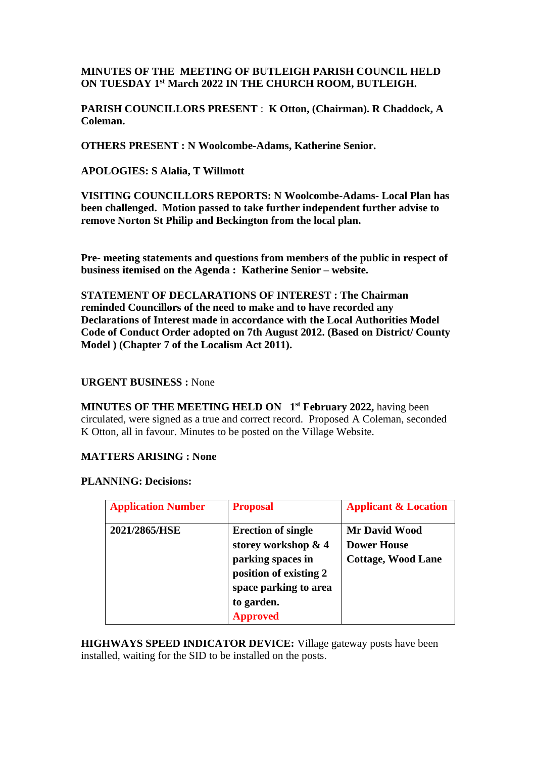**MINUTES OF THE MEETING OF BUTLEIGH PARISH COUNCIL HELD ON TUESDAY 1st March 2022 IN THE CHURCH ROOM, BUTLEIGH.**

**PARISH COUNCILLORS PRESENT** : **K Otton, (Chairman). R Chaddock, A Coleman.**

**OTHERS PRESENT : N Woolcombe-Adams, Katherine Senior.**

**APOLOGIES: S Alalia, T Willmott**

**VISITING COUNCILLORS REPORTS: N Woolcombe-Adams- Local Plan has been challenged. Motion passed to take further independent further advise to remove Norton St Philip and Beckington from the local plan.**

**Pre- meeting statements and questions from members of the public in respect of business itemised on the Agenda : Katherine Senior – website.**

**STATEMENT OF DECLARATIONS OF INTEREST : The Chairman reminded Councillors of the need to make and to have recorded any Declarations of Interest made in accordance with the Local Authorities Model Code of Conduct Order adopted on 7th August 2012. (Based on District/ County Model ) (Chapter 7 of the Localism Act 2011).**

**URGENT BUSINESS :** None

**MINUTES OF THE MEETING HELD ON 1st February 2022,** having been circulated, were signed as a true and correct record. Proposed A Coleman, seconded K Otton, all in favour. Minutes to be posted on the Village Website.

**MATTERS ARISING : None**

**PLANNING: Decisions:**

| Application Number | Proposal | Applicant & Location |
|---|---|---|
| **2021/2865/HSE** | **Erection of single storey workshop & 4 parking spaces in position of existing 2 space parking to area to garden. Approved** | **Mr David Wood Dower House Cottage, Wood Lane** |

**HIGHWAYS SPEED INDICATOR DEVICE:** Village gateway posts have been installed, waiting for the SID to be installed on the posts.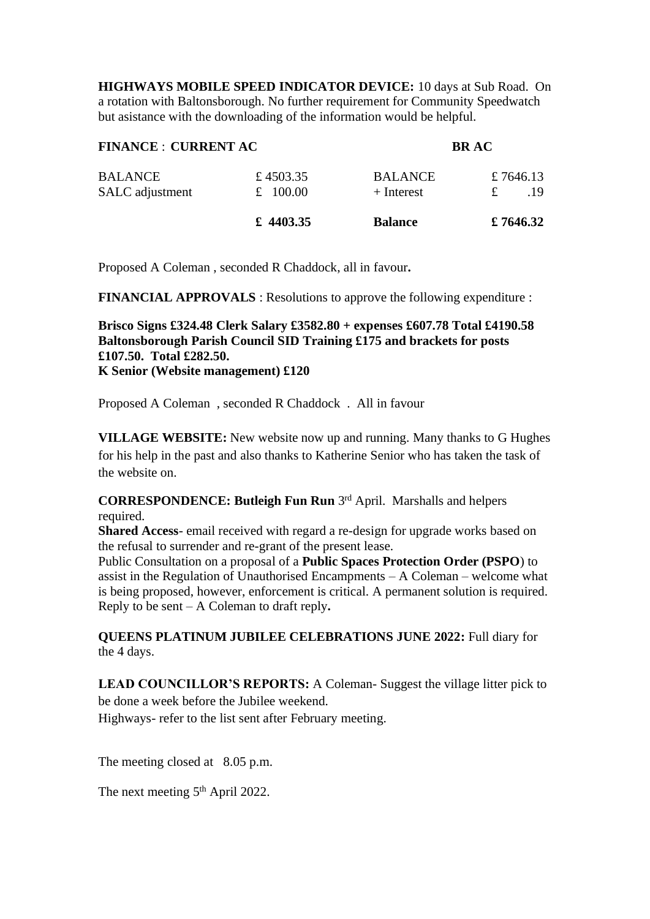**HIGHWAYS MOBILE SPEED INDICATOR DEVICE:** 10 days at Sub Road. On a rotation with Baltonsborough. No further requirement for Community Speedwatch but asistance with the downloading of the information would be helpful.

| **FINANCE** : **CURRENT AC** | | **BR AC** | |
|---|---|---|---|
| BALANCE | £ 4503.35 | BALANCE | £ 7646.13 |
| SALC adjustment | £ 100.00 | + Interest | £ .19 |
| | **£ 4403.35** | **Balance** | **£ 7646.32** |

Proposed A Coleman , seconded R Chaddock, all in favour**.**

**FINANCIAL APPROVALS** : Resolutions to approve the following expenditure :

**Brisco Signs £324.48 Clerk Salary £3582.80 + expenses £607.78 Total £4190.58**
**Baltonsborough Parish Council SID Training £175 and brackets for posts £107.50. Total £282.50.**
**K Senior (Website management) £120**

Proposed A Coleman , seconded R Chaddock . All in favour

**VILLAGE WEBSITE:** New website now up and running. Many thanks to G Hughes for his help in the past and also thanks to Katherine Senior who has taken the task of the website on.

**CORRESPONDENCE: Butleigh Fun Run** 3rd April. Marshalls and helpers required.
**Shared Access**- email received with regard a re-design for upgrade works based on the refusal to surrender and re-grant of the present lease.
Public Consultation on a proposal of a **Public Spaces Protection Order (PSPO**) to assist in the Regulation of Unauthorised Encampments – A Coleman – welcome what is being proposed, however, enforcement is critical. A permanent solution is required. Reply to be sent – A Coleman to draft reply**.**

**QUEENS PLATINUM JUBILEE CELEBRATIONS JUNE 2022:** Full diary for the 4 days.

**LEAD COUNCILLOR'S REPORTS:** A Coleman- Suggest the village litter pick to be done a week before the Jubilee weekend.
Highways- refer to the list sent after February meeting.

The meeting closed at 8.05 p.m.

The next meeting 5th April 2022.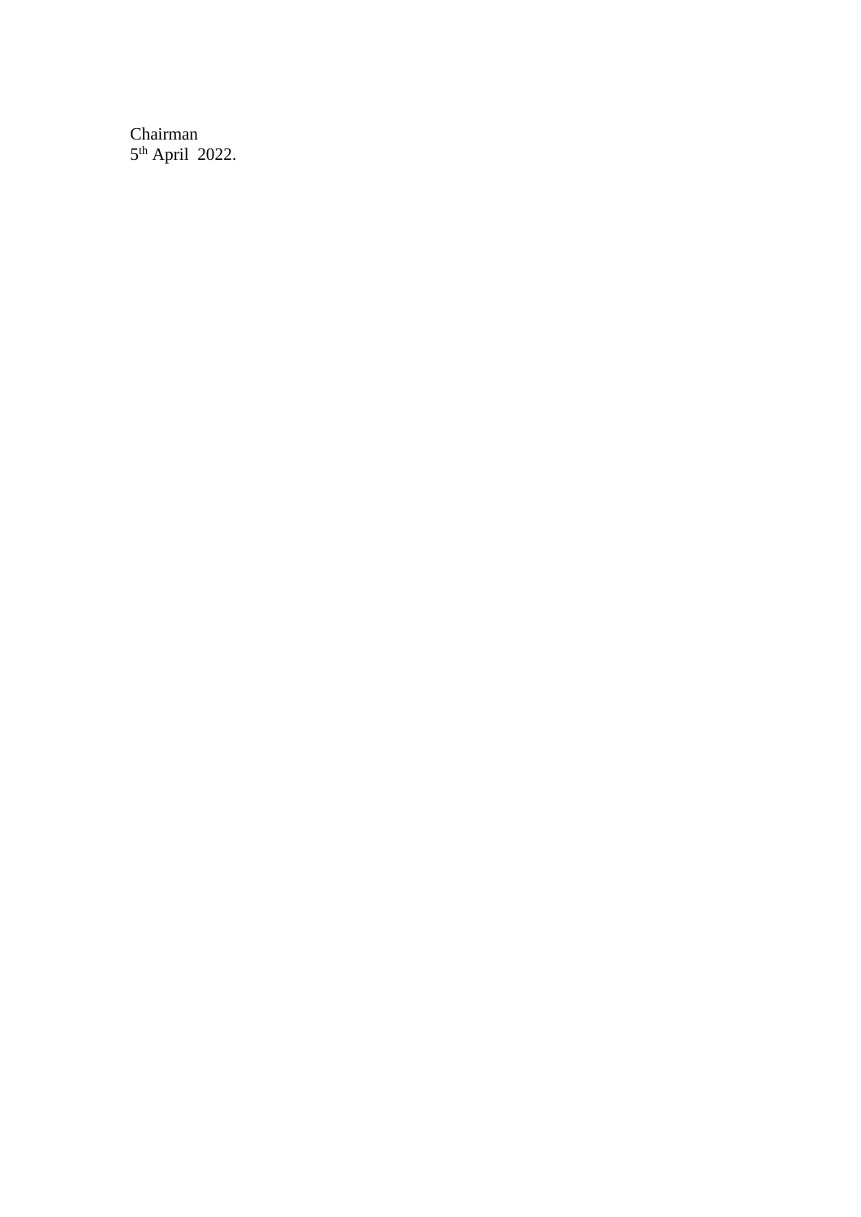Chairman
5th April  2022.